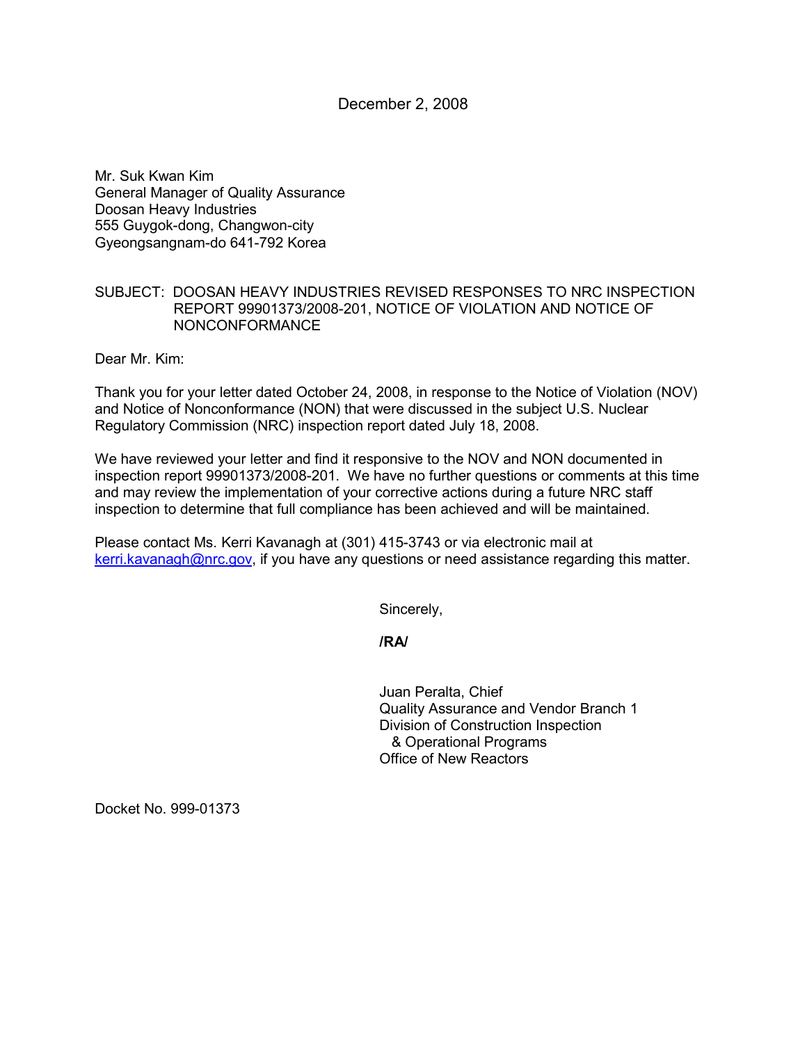December 2, 2008

Mr. Suk Kwan Kim
General Manager of Quality Assurance
Doosan Heavy Industries
555 Guygok-dong, Changwon-city
Gyeongsangnam-do 641-792 Korea

SUBJECT: DOOSAN HEAVY INDUSTRIES REVISED RESPONSES TO NRC INSPECTION REPORT 99901373/2008-201, NOTICE OF VIOLATION AND NOTICE OF NONCONFORMANCE

Dear Mr. Kim:

Thank you for your letter dated October 24, 2008, in response to the Notice of Violation (NOV) and Notice of Nonconformance (NON) that were discussed in the subject U.S. Nuclear Regulatory Commission (NRC) inspection report dated July 18, 2008.

We have reviewed your letter and find it responsive to the NOV and NON documented in inspection report 99901373/2008-201. We have no further questions or comments at this time and may review the implementation of your corrective actions during a future NRC staff inspection to determine that full compliance has been achieved and will be maintained.

Please contact Ms. Kerri Kavanagh at (301) 415-3743 or via electronic mail at kerri.kavanagh@nrc.gov, if you have any questions or need assistance regarding this matter.

Sincerely,

**/RA/**

Juan Peralta, Chief
Quality Assurance and Vendor Branch 1
Division of Construction Inspection
& Operational Programs
Office of New Reactors

Docket No. 999-01373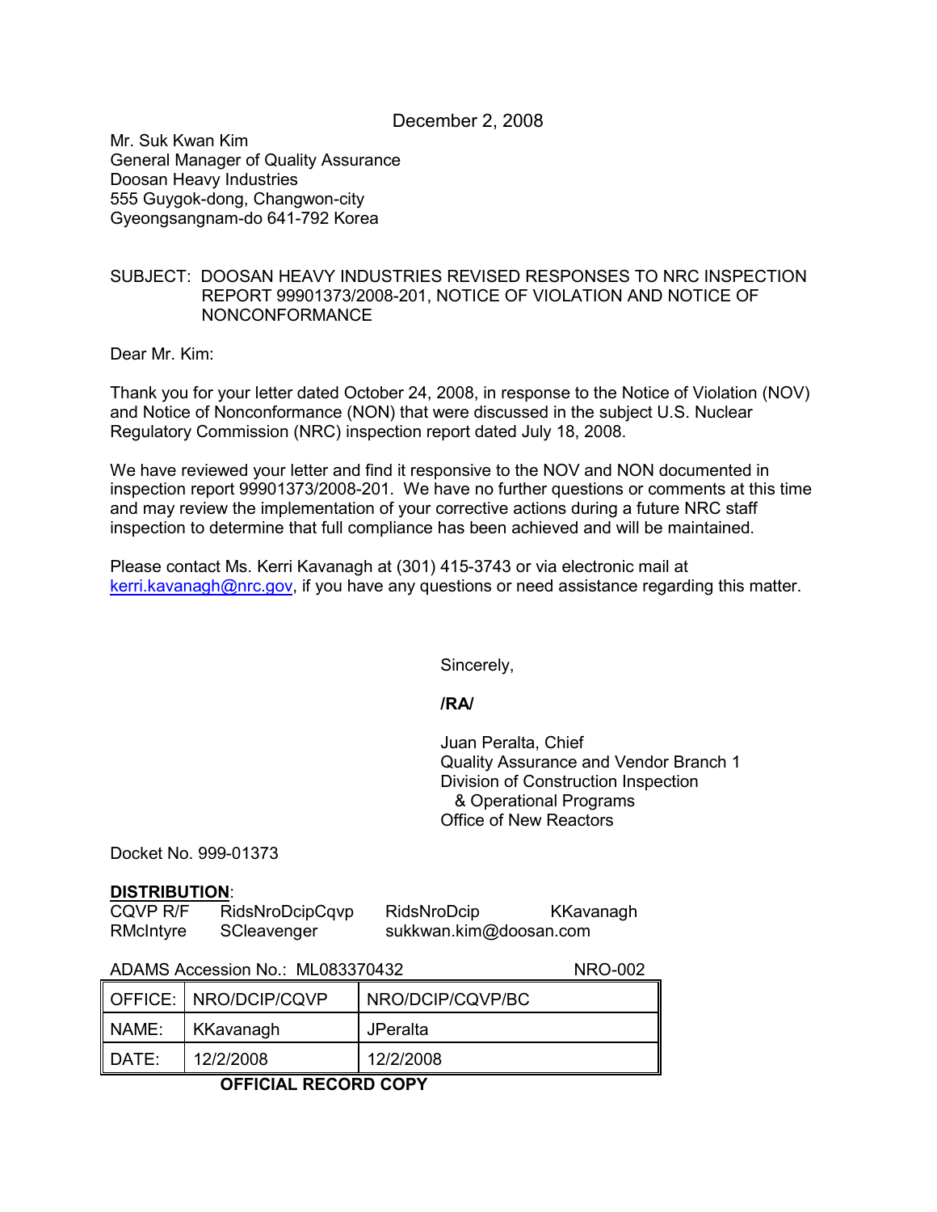December 2, 2008

Mr. Suk Kwan Kim
General Manager of Quality Assurance
Doosan Heavy Industries
555 Guygok-dong, Changwon-city
Gyeongsangnam-do 641-792 Korea

SUBJECT: DOOSAN HEAVY INDUSTRIES REVISED RESPONSES TO NRC INSPECTION REPORT 99901373/2008-201, NOTICE OF VIOLATION AND NOTICE OF NONCONFORMANCE

Dear Mr. Kim:

Thank you for your letter dated October 24, 2008, in response to the Notice of Violation (NOV) and Notice of Nonconformance (NON) that were discussed in the subject U.S. Nuclear Regulatory Commission (NRC) inspection report dated July 18, 2008.

We have reviewed your letter and find it responsive to the NOV and NON documented in inspection report 99901373/2008-201. We have no further questions or comments at this time and may review the implementation of your corrective actions during a future NRC staff inspection to determine that full compliance has been achieved and will be maintained.

Please contact Ms. Kerri Kavanagh at (301) 415-3743 or via electronic mail at kerri.kavanagh@nrc.gov, if you have any questions or need assistance regarding this matter.

Sincerely,

**/RA/**

Juan Peralta, Chief
Quality Assurance and Vendor Branch 1
Division of Construction Inspection
& Operational Programs
Office of New Reactors

Docket No. 999-01373

**DISTRIBUTION**:

CQVP R/F RidsNroDcipCqvp RidsNroDcip KKavanagh
RMcIntyre SCleavenger sukkwan.kim@doosan.com

ADAMS Accession No.: ML083370432 NRO-002

| OFFICE: | NRO/DCIP/CQVP | NRO/DCIP/CQVP/BC |
|---|---|---|
| NAME: | KKavanagh | JPeralta |
| DATE: | 12/2/2008 | 12/2/2008 |

**OFFICIAL RECORD COPY**